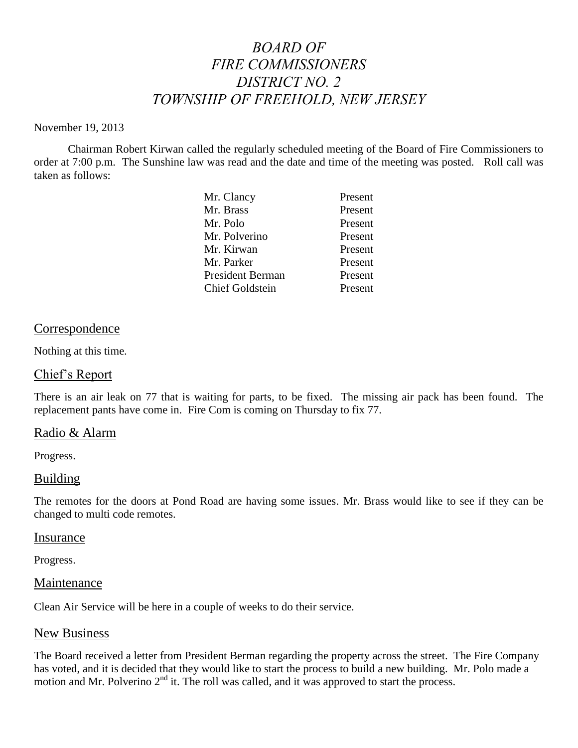# *BOARD OF FIRE COMMISSIONERS DISTRICT NO. 2 TOWNSHIP OF FREEHOLD, NEW JERSEY*

November 19, 2013

Chairman Robert Kirwan called the regularly scheduled meeting of the Board of Fire Commissioners to order at 7:00 p.m. The Sunshine law was read and the date and time of the meeting was posted. Roll call was taken as follows:

| | |
|---|---|
| Mr. Clancy | Present |
| Mr. Brass | Present |
| Mr. Polo | Present |
| Mr. Polverino | Present |
| Mr. Kirwan | Present |
| Mr. Parker | Present |
| President Berman | Present |
| Chief Goldstein | Present |

## Correspondence

Nothing at this time.

## Chief's Report

There is an air leak on 77 that is waiting for parts, to be fixed. The missing air pack has been found. The replacement pants have come in. Fire Com is coming on Thursday to fix 77.

## Radio & Alarm

Progress.

## Building

The remotes for the doors at Pond Road are having some issues. Mr. Brass would like to see if they can be changed to multi code remotes.

## Insurance

Progress.

## Maintenance

Clean Air Service will be here in a couple of weeks to do their service.

## New Business

The Board received a letter from President Berman regarding the property across the street. The Fire Company has voted, and it is decided that they would like to start the process to build a new building. Mr. Polo made a motion and Mr. Polverino 2nd it. The roll was called, and it was approved to start the process.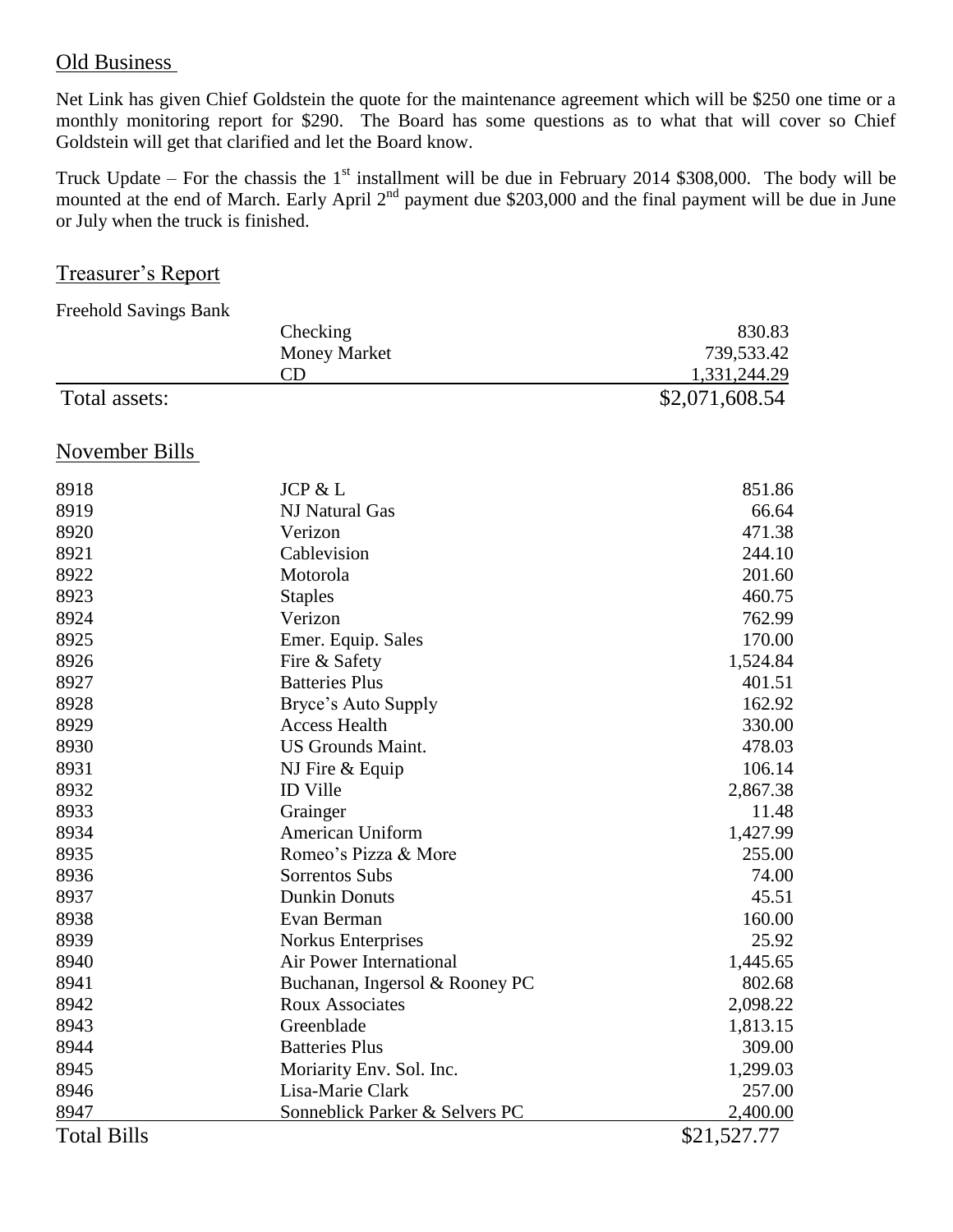## Old Business

Net Link has given Chief Goldstein the quote for the maintenance agreement which will be $250 one time or a monthly monitoring report for $290. The Board has some questions as to what that will cover so Chief Goldstein will get that clarified and let the Board know.

Truck Update – For the chassis the 1st installment will be due in February 2014 $308,000. The body will be mounted at the end of March. Early April 2nd payment due $203,000 and the final payment will be due in June or July when the truck is finished.

## Treasurer's Report

Freehold Savings Bank

| | | |
|---|---|---|
| | Checking | 830.83 |
| | Money Market | 739,533.42 |
| | CD | 1,331,244.29 |
| Total assets: | | $2,071,608.54 |

## November Bills

| | | |
|---|---|---|
| 8918 | JCP & L | 851.86 |
| 8919 | NJ Natural Gas | 66.64 |
| 8920 | Verizon | 471.38 |
| 8921 | Cablevision | 244.10 |
| 8922 | Motorola | 201.60 |
| 8923 | Staples | 460.75 |
| 8924 | Verizon | 762.99 |
| 8925 | Emer. Equip. Sales | 170.00 |
| 8926 | Fire & Safety | 1,524.84 |
| 8927 | Batteries Plus | 401.51 |
| 8928 | Bryce's Auto Supply | 162.92 |
| 8929 | Access Health | 330.00 |
| 8930 | US Grounds Maint. | 478.03 |
| 8931 | NJ Fire & Equip | 106.14 |
| 8932 | ID Ville | 2,867.38 |
| 8933 | Grainger | 11.48 |
| 8934 | American Uniform | 1,427.99 |
| 8935 | Romeo's Pizza & More | 255.00 |
| 8936 | Sorrentos Subs | 74.00 |
| 8937 | Dunkin Donuts | 45.51 |
| 8938 | Evan Berman | 160.00 |
| 8939 | Norkus Enterprises | 25.92 |
| 8940 | Air Power International | 1,445.65 |
| 8941 | Buchanan, Ingersol & Rooney PC | 802.68 |
| 8942 | Roux Associates | 2,098.22 |
| 8943 | Greenblade | 1,813.15 |
| 8944 | Batteries Plus | 309.00 |
| 8945 | Moriarity Env. Sol. Inc. | 1,299.03 |
| 8946 | Lisa-Marie Clark | 257.00 |
| 8947 | Sonneblick Parker & Selvers PC | 2,400.00 |
| Total Bills | | $21,527.77 |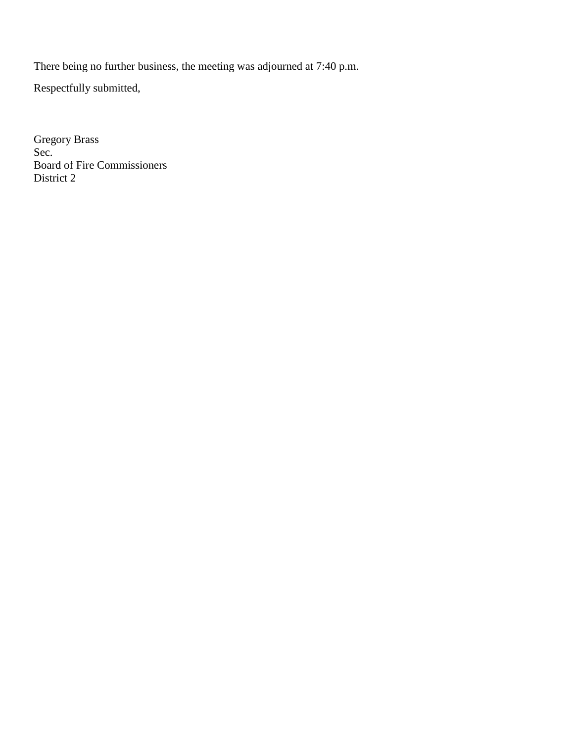There being no further business, the meeting was adjourned at 7:40 p.m.

Respectfully submitted,

Gregory Brass  
Sec.  
Board of Fire Commissioners  
District 2